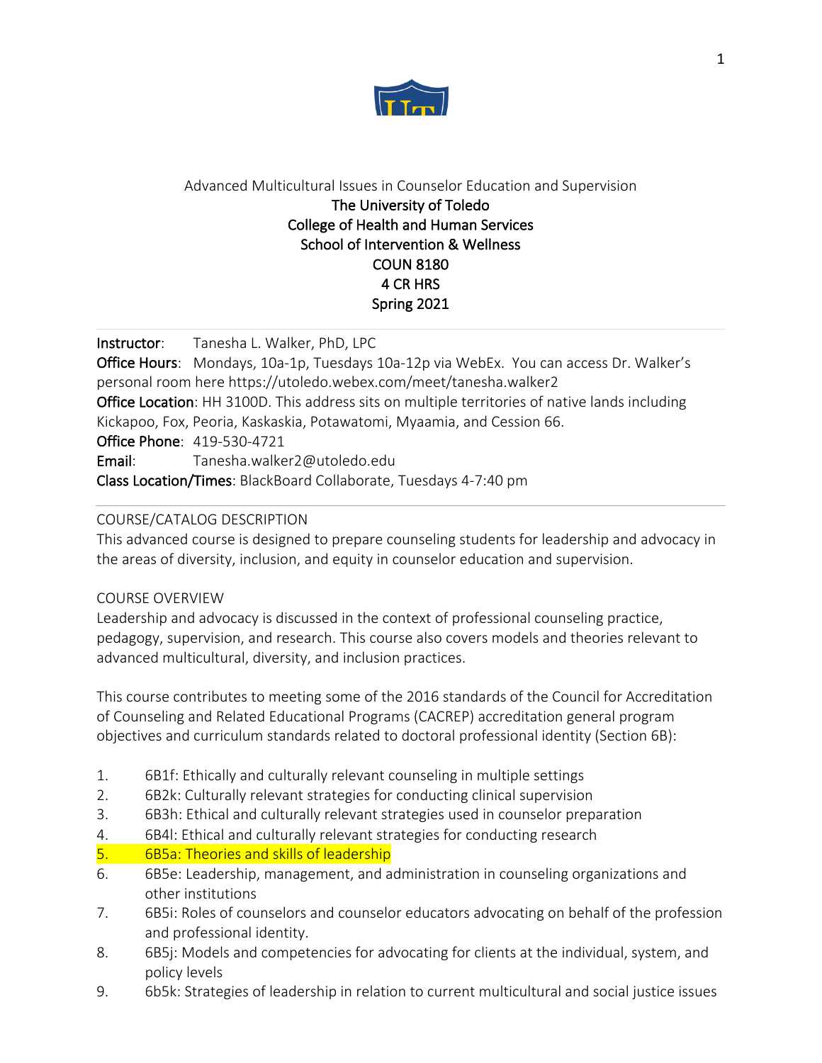Advanced Multicultural Issues in Counselor Education and Supervision

**The University of Toledo**
**College of Health and Human Services**
**School of Intervention & Wellness**
**COUN 8180**
**4 CR HRS**
**Spring 2021**

---

**Instructor**: Tanesha L. Walker, PhD, LPC
**Office Hours**: Mondays, 10a-1p, Tuesdays 10a-12p via WebEx. You can access Dr. Walker's personal room here https://utoledo.webex.com/meet/tanesha.walker2
**Office Location**: HH 3100D. This address sits on multiple territories of native lands including Kickapoo, Fox, Peoria, Kaskaskia, Potawatomi, Myaamia, and Cession 66.
**Office Phone**: 419-530-4721
**Email**: Tanesha.walker2@utoledo.edu
**Class Location/Times**: BlackBoard Collaborate, Tuesdays 4-7:40 pm

---

COURSE/CATALOG DESCRIPTION

This advanced course is designed to prepare counseling students for leadership and advocacy in the areas of diversity, inclusion, and equity in counselor education and supervision.

COURSE OVERVIEW

Leadership and advocacy is discussed in the context of professional counseling practice, pedagogy, supervision, and research. This course also covers models and theories relevant to advanced multicultural, diversity, and inclusion practices.

This course contributes to meeting some of the 2016 standards of the Council for Accreditation of Counseling and Related Educational Programs (CACREP) accreditation general program objectives and curriculum standards related to doctoral professional identity (Section 6B):

1. 6B1f: Ethically and culturally relevant counseling in multiple settings
2. 6B2k: Culturally relevant strategies for conducting clinical supervision
3. 6B3h: Ethical and culturally relevant strategies used in counselor preparation
4. 6B4l: Ethical and culturally relevant strategies for conducting research
5. 6B5a: Theories and skills of leadership
6. 6B5e: Leadership, management, and administration in counseling organizations and other institutions
7. 6B5i: Roles of counselors and counselor educators advocating on behalf of the profession and professional identity.
8. 6B5j: Models and competencies for advocating for clients at the individual, system, and policy levels
9. 6b5k: Strategies of leadership in relation to current multicultural and social justice issues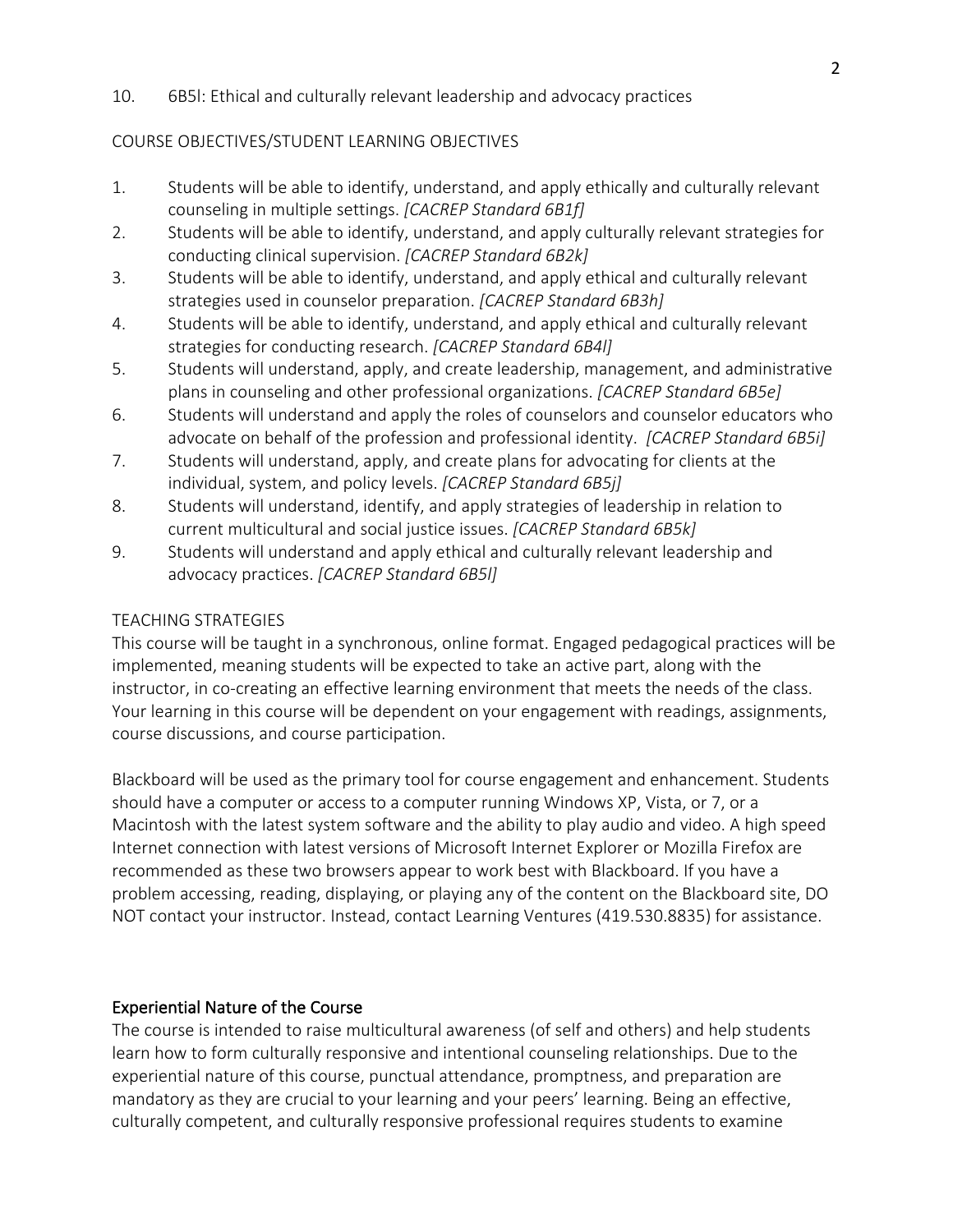10. 6B5l: Ethical and culturally relevant leadership and advocacy practices

COURSE OBJECTIVES/STUDENT LEARNING OBJECTIVES

1. Students will be able to identify, understand, and apply ethically and culturally relevant counseling in multiple settings. *[CACREP Standard 6B1f]*
2. Students will be able to identify, understand, and apply culturally relevant strategies for conducting clinical supervision. *[CACREP Standard 6B2k]*
3. Students will be able to identify, understand, and apply ethical and culturally relevant strategies used in counselor preparation. *[CACREP Standard 6B3h]*
4. Students will be able to identify, understand, and apply ethical and culturally relevant strategies for conducting research. *[CACREP Standard 6B4l]*
5. Students will understand, apply, and create leadership, management, and administrative plans in counseling and other professional organizations. *[CACREP Standard 6B5e]*
6. Students will understand and apply the roles of counselors and counselor educators who advocate on behalf of the profession and professional identity. *[CACREP Standard 6B5i]*
7. Students will understand, apply, and create plans for advocating for clients at the individual, system, and policy levels. *[CACREP Standard 6B5j]*
8. Students will understand, identify, and apply strategies of leadership in relation to current multicultural and social justice issues. *[CACREP Standard 6B5k]*
9. Students will understand and apply ethical and culturally relevant leadership and advocacy practices. *[CACREP Standard 6B5l]*

TEACHING STRATEGIES

This course will be taught in a synchronous, online format. Engaged pedagogical practices will be implemented, meaning students will be expected to take an active part, along with the instructor, in co-creating an effective learning environment that meets the needs of the class. Your learning in this course will be dependent on your engagement with readings, assignments, course discussions, and course participation.

Blackboard will be used as the primary tool for course engagement and enhancement. Students should have a computer or access to a computer running Windows XP, Vista, or 7, or a Macintosh with the latest system software and the ability to play audio and video. A high speed Internet connection with latest versions of Microsoft Internet Explorer or Mozilla Firefox are recommended as these two browsers appear to work best with Blackboard. If you have a problem accessing, reading, displaying, or playing any of the content on the Blackboard site, DO NOT contact your instructor. Instead, contact Learning Ventures (419.530.8835) for assistance.

## Experiential Nature of the Course

The course is intended to raise multicultural awareness (of self and others) and help students learn how to form culturally responsive and intentional counseling relationships. Due to the experiential nature of this course, punctual attendance, promptness, and preparation are mandatory as they are crucial to your learning and your peers' learning. Being an effective, culturally competent, and culturally responsive professional requires students to examine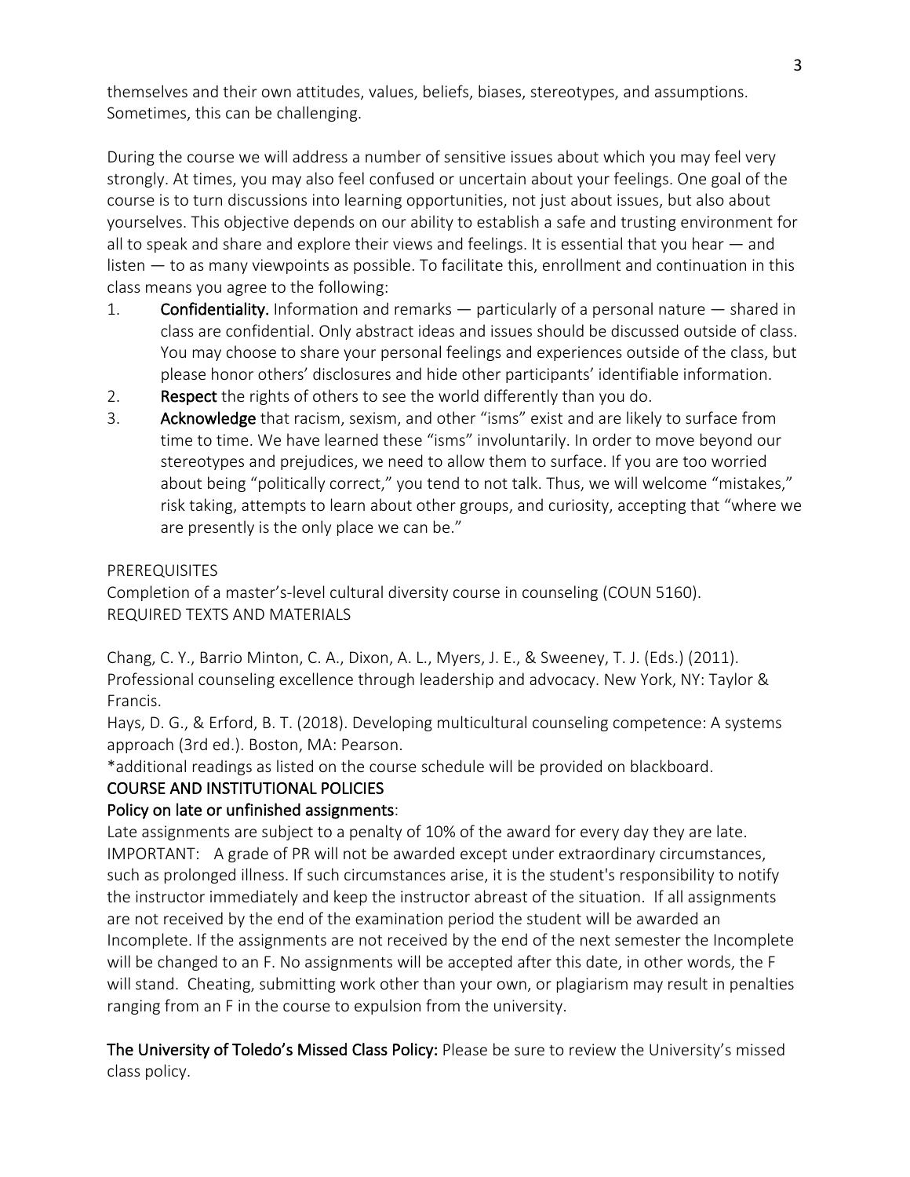themselves and their own attitudes, values, beliefs, biases, stereotypes, and assumptions. Sometimes, this can be challenging.

During the course we will address a number of sensitive issues about which you may feel very strongly. At times, you may also feel confused or uncertain about your feelings. One goal of the course is to turn discussions into learning opportunities, not just about issues, but also about yourselves. This objective depends on our ability to establish a safe and trusting environment for all to speak and share and explore their views and feelings. It is essential that you hear — and listen — to as many viewpoints as possible. To facilitate this, enrollment and continuation in this class means you agree to the following:

1. **Confidentiality.** Information and remarks — particularly of a personal nature — shared in class are confidential. Only abstract ideas and issues should be discussed outside of class. You may choose to share your personal feelings and experiences outside of the class, but please honor others' disclosures and hide other participants' identifiable information.
2. **Respect** the rights of others to see the world differently than you do.
3. **Acknowledge** that racism, sexism, and other "isms" exist and are likely to surface from time to time. We have learned these "isms" involuntarily. In order to move beyond our stereotypes and prejudices, we need to allow them to surface. If you are too worried about being "politically correct," you tend to not talk. Thus, we will welcome "mistakes," risk taking, attempts to learn about other groups, and curiosity, accepting that "where we are presently is the only place we can be."

PREREQUISITES

Completion of a master's-level cultural diversity course in counseling (COUN 5160).

REQUIRED TEXTS AND MATERIALS

Chang, C. Y., Barrio Minton, C. A., Dixon, A. L., Myers, J. E., & Sweeney, T. J. (Eds.) (2011). Professional counseling excellence through leadership and advocacy. New York, NY: Taylor & Francis.

Hays, D. G., & Erford, B. T. (2018). Developing multicultural counseling competence: A systems approach (3rd ed.). Boston, MA: Pearson.

*additional readings as listed on the course schedule will be provided on blackboard.

## COURSE AND INSTITUTIONAL POLICIES

### Policy on late or unfinished assignments:

Late assignments are subject to a penalty of 10% of the award for every day they are late. IMPORTANT: A grade of PR will not be awarded except under extraordinary circumstances, such as prolonged illness. If such circumstances arise, it is the student's responsibility to notify the instructor immediately and keep the instructor abreast of the situation. If all assignments are not received by the end of the examination period the student will be awarded an Incomplete. If the assignments are not received by the end of the next semester the Incomplete will be changed to an F. No assignments will be accepted after this date, in other words, the F will stand. Cheating, submitting work other than your own, or plagiarism may result in penalties ranging from an F in the course to expulsion from the university.

**The University of Toledo's Missed Class Policy:** Please be sure to review the University's missed class policy.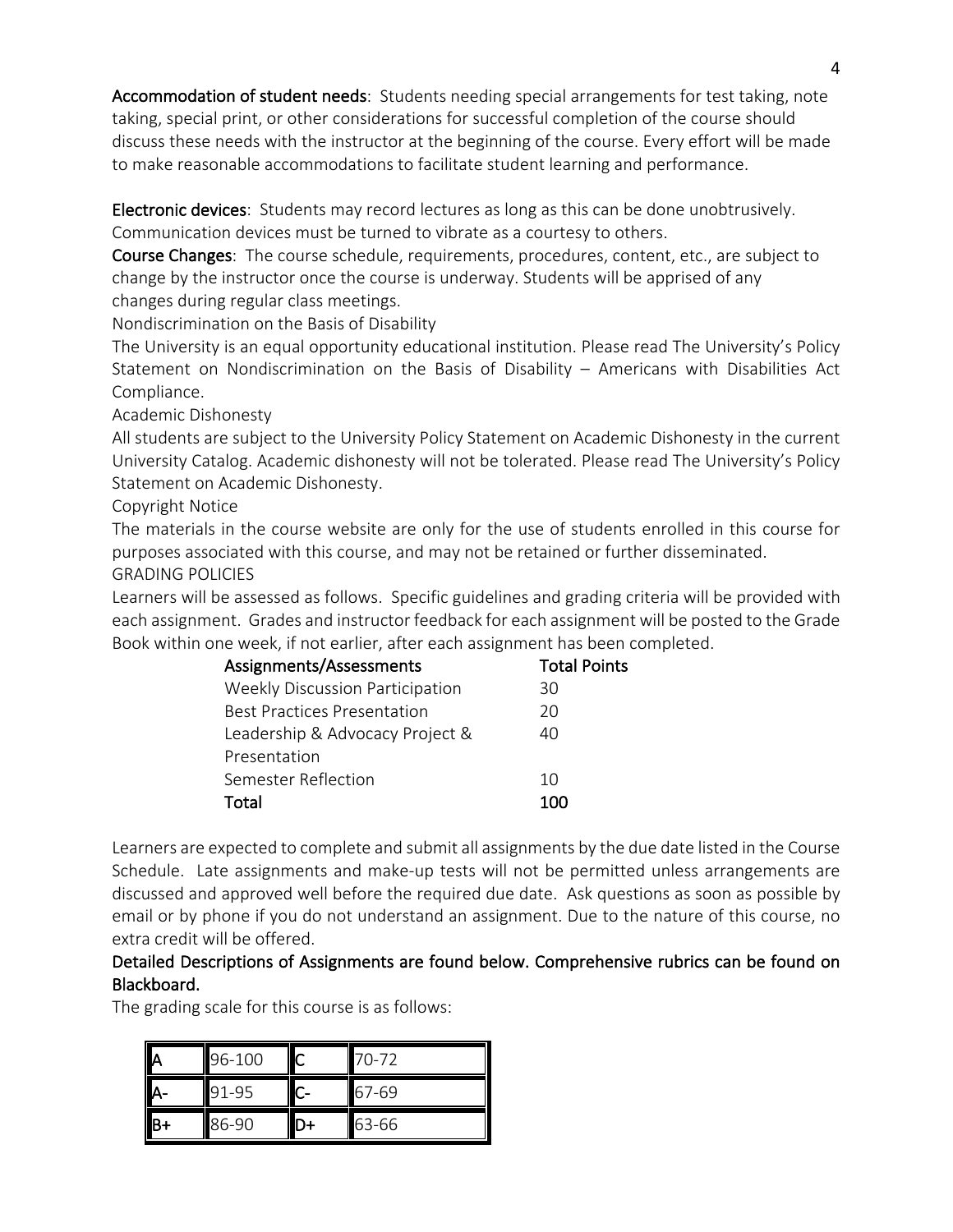**Accommodation of student needs**: Students needing special arrangements for test taking, note taking, special print, or other considerations for successful completion of the course should discuss these needs with the instructor at the beginning of the course. Every effort will be made to make reasonable accommodations to facilitate student learning and performance.

**Electronic devices**: Students may record lectures as long as this can be done unobtrusively. Communication devices must be turned to vibrate as a courtesy to others.

**Course Changes**: The course schedule, requirements, procedures, content, etc., are subject to change by the instructor once the course is underway. Students will be apprised of any changes during regular class meetings.

Nondiscrimination on the Basis of Disability

The University is an equal opportunity educational institution. Please read The University's Policy Statement on Nondiscrimination on the Basis of Disability – Americans with Disabilities Act Compliance.

Academic Dishonesty

All students are subject to the University Policy Statement on Academic Dishonesty in the current University Catalog. Academic dishonesty will not be tolerated. Please read The University's Policy Statement on Academic Dishonesty.

Copyright Notice

The materials in the course website are only for the use of students enrolled in this course for purposes associated with this course, and may not be retained or further disseminated.

GRADING POLICIES

Learners will be assessed as follows. Specific guidelines and grading criteria will be provided with each assignment. Grades and instructor feedback for each assignment will be posted to the Grade Book within one week, if not earlier, after each assignment has been completed.

| Assignments/Assessments | Total Points |
|---|---|
| Weekly Discussion Participation | 30 |
| Best Practices Presentation | 20 |
| Leadership & Advocacy Project & Presentation | 40 |
| Semester Reflection | 10 |
| **Total** | **100** |

Learners are expected to complete and submit all assignments by the due date listed in the Course Schedule. Late assignments and make-up tests will not be permitted unless arrangements are discussed and approved well before the required due date. Ask questions as soon as possible by email or by phone if you do not understand an assignment. Due to the nature of this course, no extra credit will be offered.

**Detailed Descriptions of Assignments are found below. Comprehensive rubrics can be found on Blackboard.**

The grading scale for this course is as follows:

| | | | |
|---|---|---|---|
| A | 96-100 | C | 70-72 |
| A- | 91-95 | C- | 67-69 |
| B+ | 86-90 | D+ | 63-66 |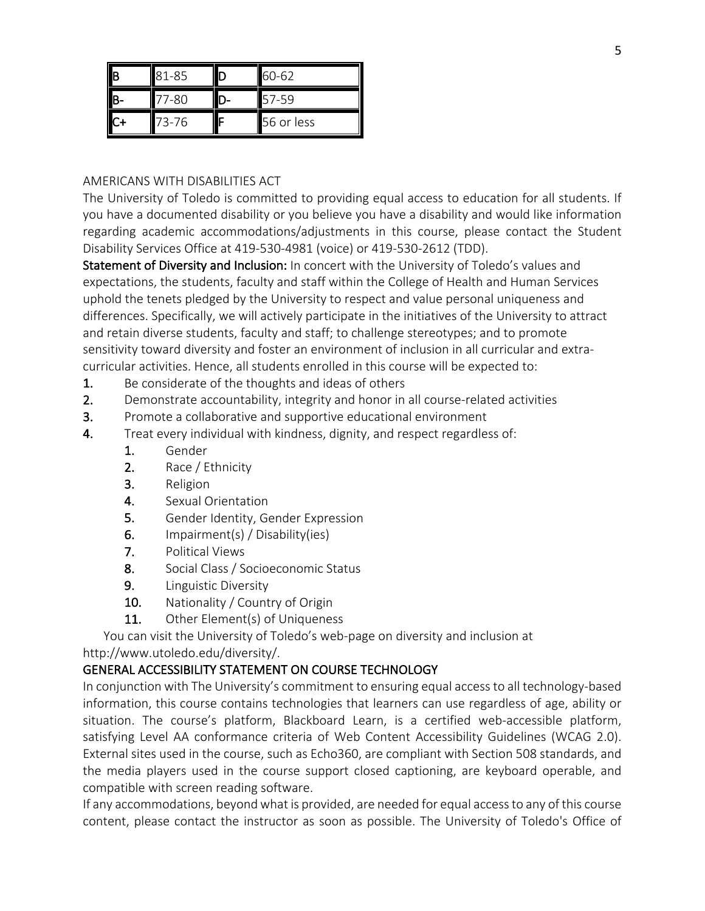| B | 81-85 | D | 60-62 |
|---|---|---|---|
| B- | 77-80 | D- | 57-59 |
| C+ | 73-76 | F | 56 or less |

AMERICANS WITH DISABILITIES ACT

The University of Toledo is committed to providing equal access to education for all students. If you have a documented disability or you believe you have a disability and would like information regarding academic accommodations/adjustments in this course, please contact the Student Disability Services Office at 419-530-4981 (voice) or 419-530-2612 (TDD).

**Statement of Diversity and Inclusion:** In concert with the University of Toledo's values and expectations, the students, faculty and staff within the College of Health and Human Services uphold the tenets pledged by the University to respect and value personal uniqueness and differences. Specifically, we will actively participate in the initiatives of the University to attract and retain diverse students, faculty and staff; to challenge stereotypes; and to promote sensitivity toward diversity and foster an environment of inclusion in all curricular and extra-curricular activities. Hence, all students enrolled in this course will be expected to:

1. Be considerate of the thoughts and ideas of others
2. Demonstrate accountability, integrity and honor in all course-related activities
3. Promote a collaborative and supportive educational environment
4. Treat every individual with kindness, dignity, and respect regardless of:
    1. Gender
    2. Race / Ethnicity
    3. Religion
    4. Sexual Orientation
    5. Gender Identity, Gender Expression
    6. Impairment(s) / Disability(ies)
    7. Political Views
    8. Social Class / Socioeconomic Status
    9. Linguistic Diversity
    10. Nationality / Country of Origin
    11. Other Element(s) of Uniqueness

You can visit the University of Toledo's web-page on diversity and inclusion at http://www.utoledo.edu/diversity/.

**GENERAL ACCESSIBILITY STATEMENT ON COURSE TECHNOLOGY**

In conjunction with The University's commitment to ensuring equal access to all technology-based information, this course contains technologies that learners can use regardless of age, ability or situation. The course's platform, Blackboard Learn, is a certified web-accessible platform, satisfying Level AA conformance criteria of Web Content Accessibility Guidelines (WCAG 2.0). External sites used in the course, such as Echo360, are compliant with Section 508 standards, and the media players used in the course support closed captioning, are keyboard operable, and compatible with screen reading software.

If any accommodations, beyond what is provided, are needed for equal access to any of this course content, please contact the instructor as soon as possible. The University of Toledo's Office of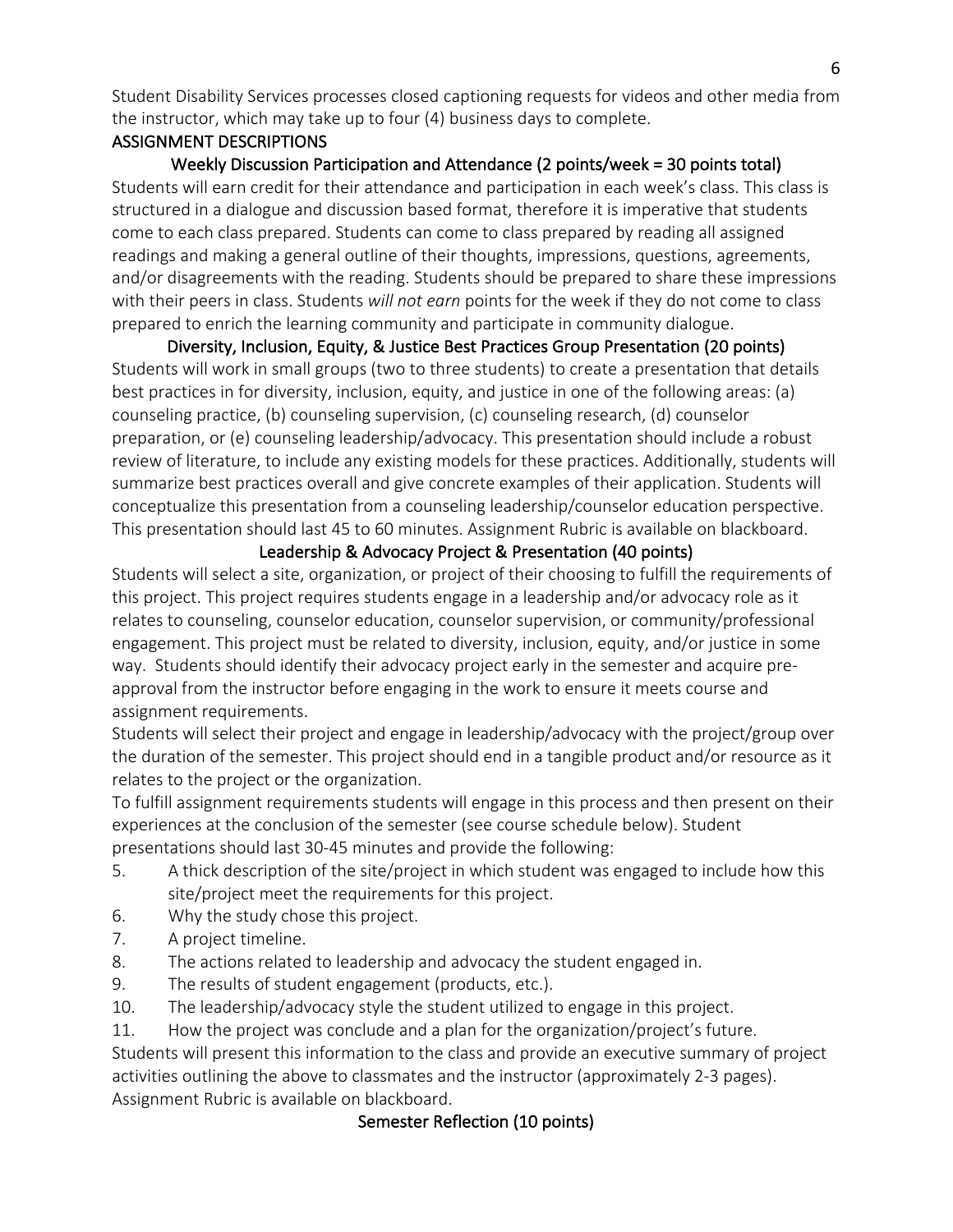Student Disability Services processes closed captioning requests for videos and other media from the instructor, which may take up to four (4) business days to complete.

## ASSIGNMENT DESCRIPTIONS

### Weekly Discussion Participation and Attendance (2 points/week = 30 points total)

Students will earn credit for their attendance and participation in each week's class. This class is structured in a dialogue and discussion based format, therefore it is imperative that students come to each class prepared. Students can come to class prepared by reading all assigned readings and making a general outline of their thoughts, impressions, questions, agreements, and/or disagreements with the reading. Students should be prepared to share these impressions with their peers in class. Students *will not earn* points for the week if they do not come to class prepared to enrich the learning community and participate in community dialogue.

### Diversity, Inclusion, Equity, & Justice Best Practices Group Presentation (20 points)

Students will work in small groups (two to three students) to create a presentation that details best practices in for diversity, inclusion, equity, and justice in one of the following areas: (a) counseling practice, (b) counseling supervision, (c) counseling research, (d) counselor preparation, or (e) counseling leadership/advocacy. This presentation should include a robust review of literature, to include any existing models for these practices. Additionally, students will summarize best practices overall and give concrete examples of their application. Students will conceptualize this presentation from a counseling leadership/counselor education perspective. This presentation should last 45 to 60 minutes. Assignment Rubric is available on blackboard.

### Leadership & Advocacy Project & Presentation (40 points)

Students will select a site, organization, or project of their choosing to fulfill the requirements of this project. This project requires students engage in a leadership and/or advocacy role as it relates to counseling, counselor education, counselor supervision, or community/professional engagement. This project must be related to diversity, inclusion, equity, and/or justice in some way. Students should identify their advocacy project early in the semester and acquire pre-approval from the instructor before engaging in the work to ensure it meets course and assignment requirements.

Students will select their project and engage in leadership/advocacy with the project/group over the duration of the semester. This project should end in a tangible product and/or resource as it relates to the project or the organization.

To fulfill assignment requirements students will engage in this process and then present on their experiences at the conclusion of the semester (see course schedule below). Student presentations should last 30-45 minutes and provide the following:

5. A thick description of the site/project in which student was engaged to include how this site/project meet the requirements for this project.
6. Why the study chose this project.
7. A project timeline.
8. The actions related to leadership and advocacy the student engaged in.
9. The results of student engagement (products, etc.).
10. The leadership/advocacy style the student utilized to engage in this project.
11. How the project was conclude and a plan for the organization/project's future.

Students will present this information to the class and provide an executive summary of project activities outlining the above to classmates and the instructor (approximately 2-3 pages). Assignment Rubric is available on blackboard.

### Semester Reflection (10 points)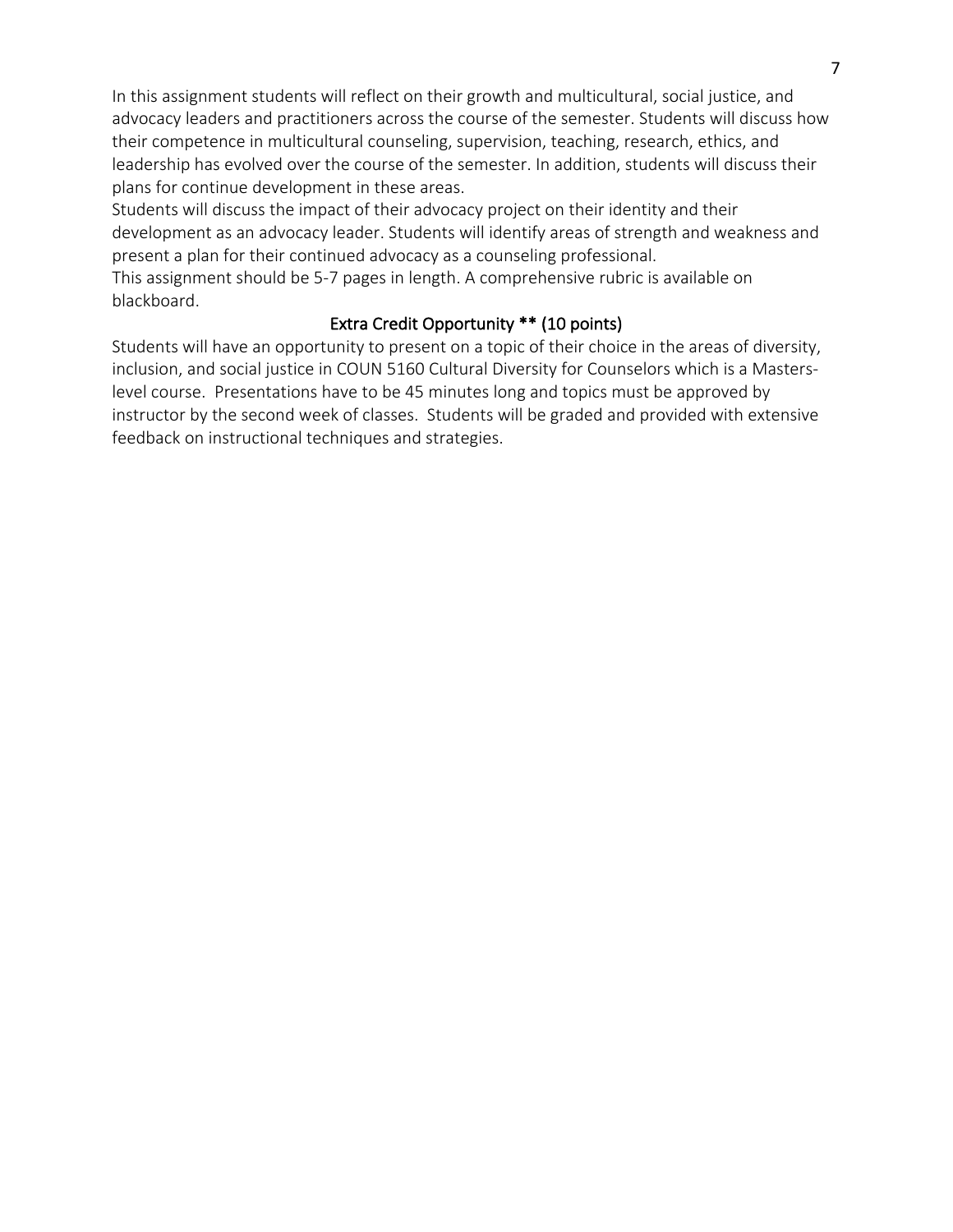In this assignment students will reflect on their growth and multicultural, social justice, and advocacy leaders and practitioners across the course of the semester. Students will discuss how their competence in multicultural counseling, supervision, teaching, research, ethics, and leadership has evolved over the course of the semester. In addition, students will discuss their plans for continue development in these areas.

Students will discuss the impact of their advocacy project on their identity and their development as an advocacy leader. Students will identify areas of strength and weakness and present a plan for their continued advocacy as a counseling professional.

This assignment should be 5-7 pages in length. A comprehensive rubric is available on blackboard.

### Extra Credit Opportunity ** (10 points)

Students will have an opportunity to present on a topic of their choice in the areas of diversity, inclusion, and social justice in COUN 5160 Cultural Diversity for Counselors which is a Masters-level course. Presentations have to be 45 minutes long and topics must be approved by instructor by the second week of classes. Students will be graded and provided with extensive feedback on instructional techniques and strategies.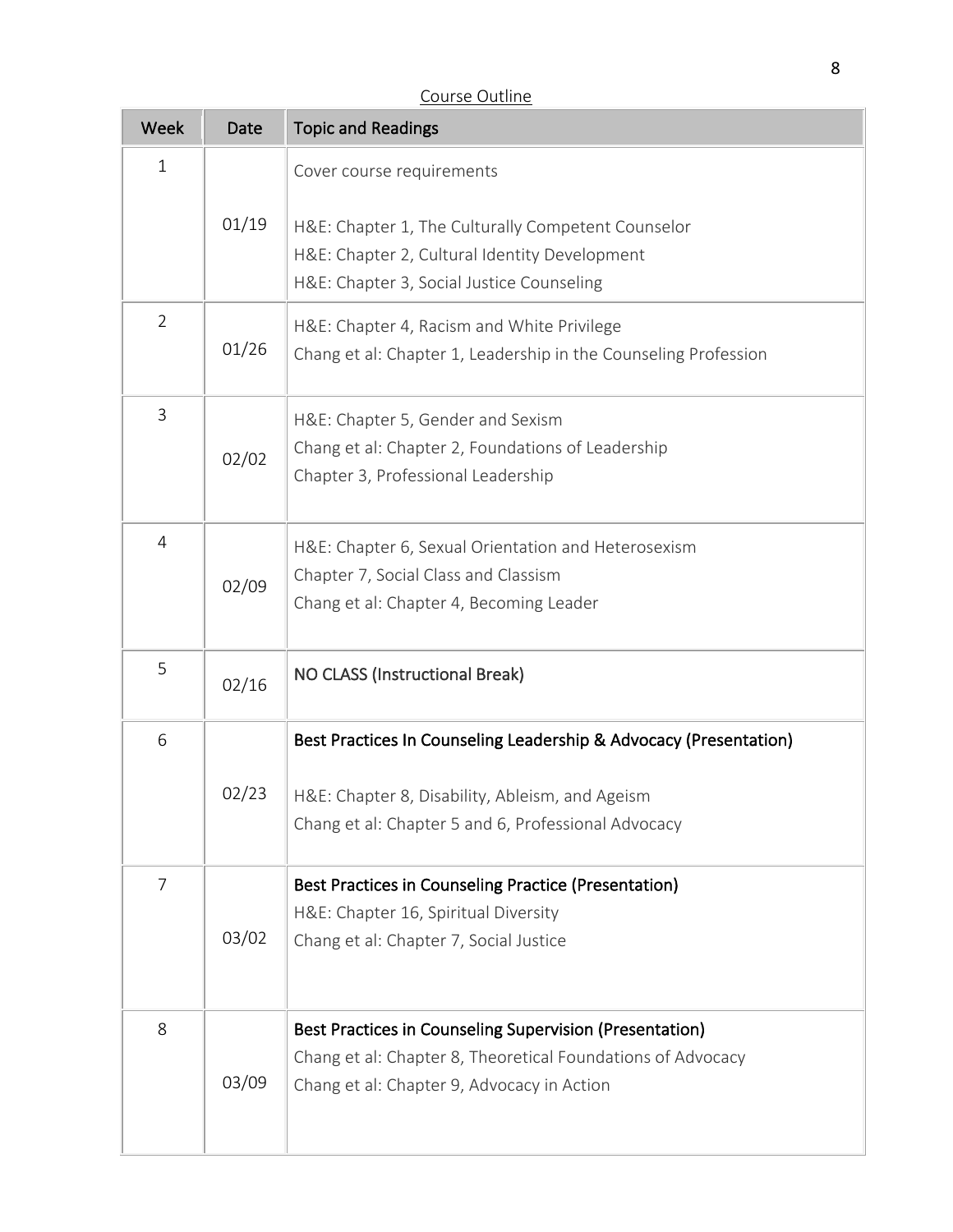Course Outline

| Week | Date | Topic and Readings |
| --- | --- | --- |
| 1 | 01/19 | Cover course requirements<br><br>H&E: Chapter 1, The Culturally Competent Counselor<br>H&E: Chapter 2, Cultural Identity Development<br>H&E: Chapter 3, Social Justice Counseling |
| 2 | 01/26 | H&E: Chapter 4, Racism and White Privilege<br>Chang et al: Chapter 1, Leadership in the Counseling Profession |
| 3 | 02/02 | H&E: Chapter 5, Gender and Sexism<br>Chang et al: Chapter 2, Foundations of Leadership<br>Chapter 3, Professional Leadership |
| 4 | 02/09 | H&E: Chapter 6, Sexual Orientation and Heterosexism<br>Chapter 7, Social Class and Classism<br>Chang et al: Chapter 4, Becoming Leader |
| 5 | 02/16 | NO CLASS (Instructional Break) |
| 6 | 02/23 | Best Practices In Counseling Leadership & Advocacy (Presentation)<br><br>H&E: Chapter 8, Disability, Ableism, and Ageism<br>Chang et al: Chapter 5 and 6, Professional Advocacy |
| 7 | 03/02 | Best Practices in Counseling Practice (Presentation)<br>H&E: Chapter 16, Spiritual Diversity<br>Chang et al: Chapter 7, Social Justice |
| 8 | 03/09 | Best Practices in Counseling Supervision (Presentation)<br>Chang et al: Chapter 8, Theoretical Foundations of Advocacy<br>Chang et al: Chapter 9, Advocacy in Action |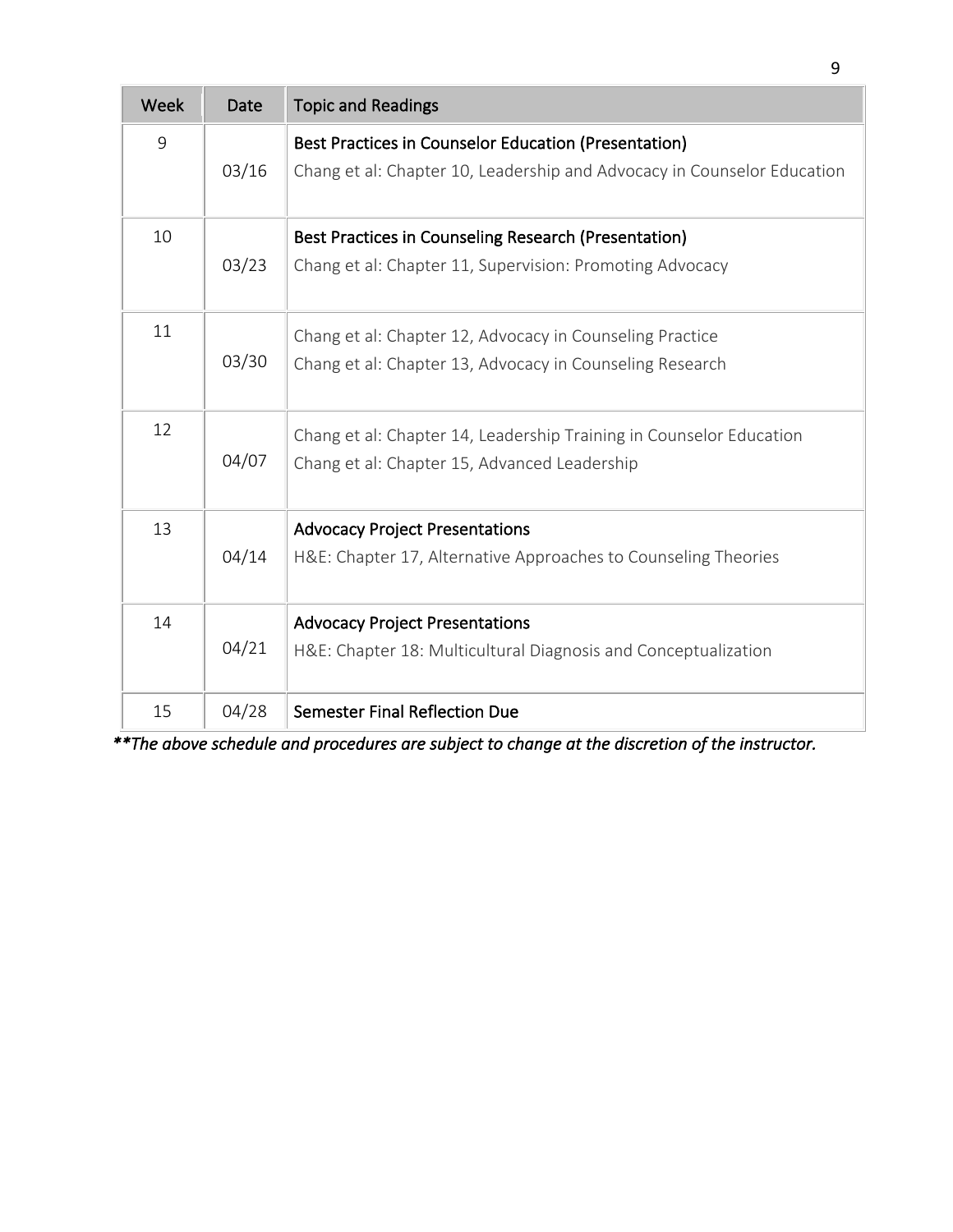| Week | Date | Topic and Readings |
| --- | --- | --- |
| 9 | 03/16 | **Best Practices in Counselor Education (Presentation)**<br>Chang et al: Chapter 10, Leadership and Advocacy in Counselor Education |
| 10 | 03/23 | **Best Practices in Counseling Research (Presentation)**<br>Chang et al: Chapter 11, Supervision: Promoting Advocacy |
| 11 | 03/30 | Chang et al: Chapter 12, Advocacy in Counseling Practice<br>Chang et al: Chapter 13, Advocacy in Counseling Research |
| 12 | 04/07 | Chang et al: Chapter 14, Leadership Training in Counselor Education<br>Chang et al: Chapter 15, Advanced Leadership |
| 13 | 04/14 | **Advocacy Project Presentations**<br>H&E: Chapter 17, Alternative Approaches to Counseling Theories |
| 14 | 04/21 | **Advocacy Project Presentations**<br>H&E: Chapter 18: Multicultural Diagnosis and Conceptualization |
| 15 | 04/28 | **Semester Final Reflection Due** |

***\*The above schedule and procedures are subject to change at the discretion of the instructor.***